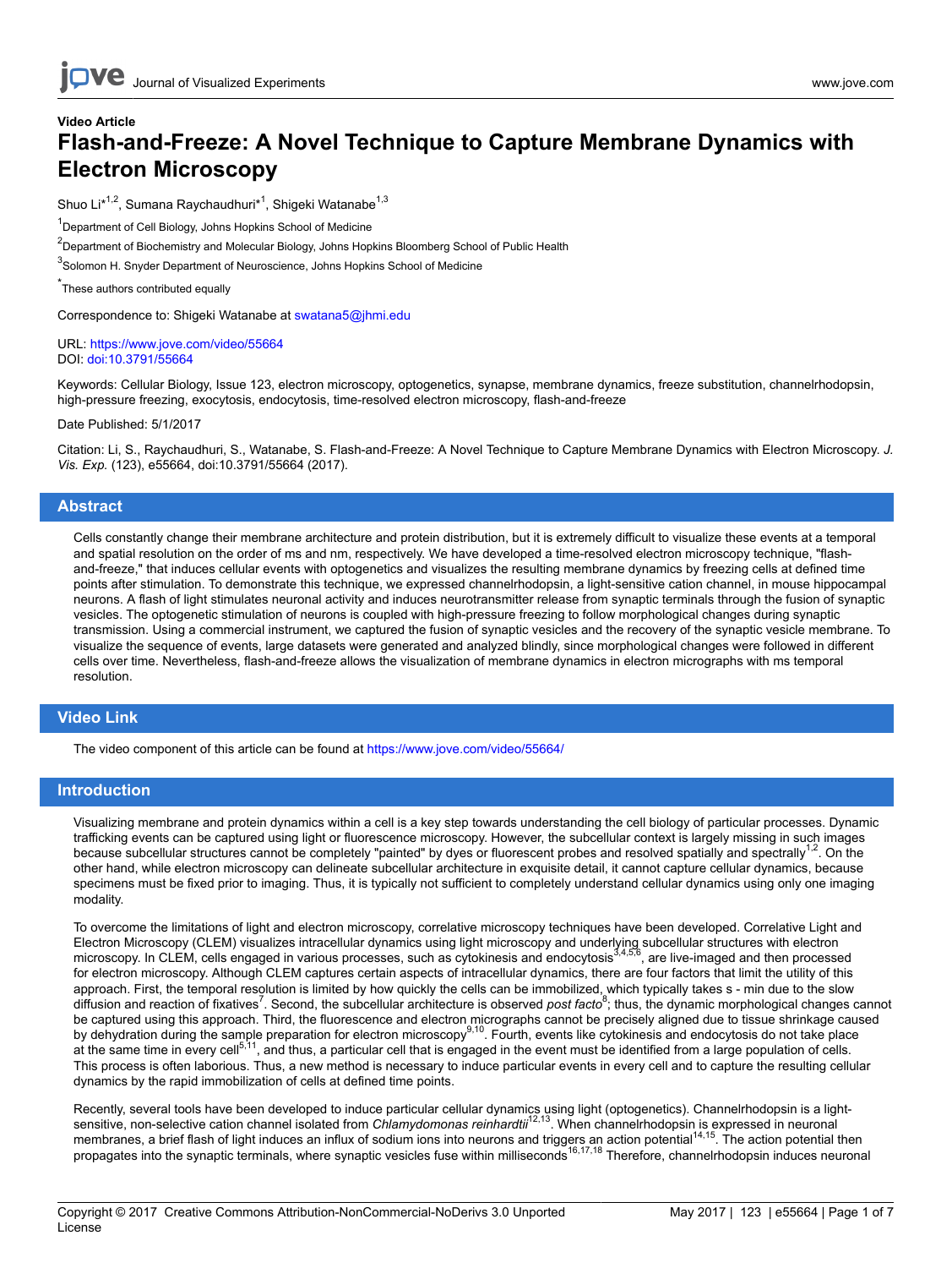Video Article

# Flash-and-Freeze: A Novel Technique to Capture Membrane Dynamics with Electron Microscopy

Shuo Li*[1,2], Sumana Raychaudhuri*[1], Shigeki Watanabe[1,3]

[1]Department of Cell Biology, Johns Hopkins School of Medicine

[2]Department of Biochemistry and Molecular Biology, Johns Hopkins Bloomberg School of Public Health

[3]Solomon H. Snyder Department of Neuroscience, Johns Hopkins School of Medicine

*These authors contributed equally

Correspondence to: Shigeki Watanabe at swatana5@jhmi.edu

URL: https://www.jove.com/video/55664
DOI: doi:10.3791/55664

Keywords: Cellular Biology, Issue 123, electron microscopy, optogenetics, synapse, membrane dynamics, freeze substitution, channelrhodopsin, high-pressure freezing, exocytosis, endocytosis, time-resolved electron microscopy, flash-and-freeze

Date Published: 5/1/2017

Citation: Li, S., Raychaudhuri, S., Watanabe, S. Flash-and-Freeze: A Novel Technique to Capture Membrane Dynamics with Electron Microscopy. *J. Vis. Exp.* (123), e55664, doi:10.3791/55664 (2017).

## Abstract

Cells constantly change their membrane architecture and protein distribution, but it is extremely difficult to visualize these events at a temporal and spatial resolution on the order of ms and nm, respectively. We have developed a time-resolved electron microscopy technique, "flash-and-freeze," that induces cellular events with optogenetics and visualizes the resulting membrane dynamics by freezing cells at defined time points after stimulation. To demonstrate this technique, we expressed channelrhodopsin, a light-sensitive cation channel, in mouse hippocampal neurons. A flash of light stimulates neuronal activity and induces neurotransmitter release from synaptic terminals through the fusion of synaptic vesicles. The optogenetic stimulation of neurons is coupled with high-pressure freezing to follow morphological changes during synaptic transmission. Using a commercial instrument, we captured the fusion of synaptic vesicles and the recovery of the synaptic vesicle membrane. To visualize the sequence of events, large datasets were generated and analyzed blindly, since morphological changes were followed in different cells over time. Nevertheless, flash-and-freeze allows the visualization of membrane dynamics in electron micrographs with ms temporal resolution.

## Video Link

The video component of this article can be found at https://www.jove.com/video/55664/

## Introduction

Visualizing membrane and protein dynamics within a cell is a key step towards understanding the cell biology of particular processes. Dynamic trafficking events can be captured using light or fluorescence microscopy. However, the subcellular context is largely missing in such images because subcellular structures cannot be completely "painted" by dyes or fluorescent probes and resolved spatially and spectrally[1,2]. On the other hand, while electron microscopy can delineate subcellular architecture in exquisite detail, it cannot capture cellular dynamics, because specimens must be fixed prior to imaging. Thus, it is typically not sufficient to completely understand cellular dynamics using only one imaging modality.

To overcome the limitations of light and electron microscopy, correlative microscopy techniques have been developed. Correlative Light and Electron Microscopy (CLEM) visualizes intracellular dynamics using light microscopy and underlying subcellular structures with electron microscopy. In CLEM, cells engaged in various processes, such as cytokinesis and endocytosis[3,4,5,6], are live-imaged and then processed for electron microscopy. Although CLEM captures certain aspects of intracellular dynamics, there are four factors that limit the utility of this approach. First, the temporal resolution is limited by how quickly the cells can be immobilized, which typically takes s - min due to the slow diffusion and reaction of fixatives[7]. Second, the subcellular architecture is observed *post facto*[8]; thus, the dynamic morphological changes cannot be captured using this approach. Third, the fluorescence and electron micrographs cannot be precisely aligned due to tissue shrinkage caused by dehydration during the sample preparation for electron microscopy[9,10]. Fourth, events like cytokinesis and endocytosis do not take place at the same time in every cell[5,11], and thus, a particular cell that is engaged in the event must be identified from a large population of cells. This process is often laborious. Thus, a new method is necessary to induce particular events in every cell and to capture the resulting cellular dynamics by the rapid immobilization of cells at defined time points.

Recently, several tools have been developed to induce particular cellular dynamics using light (optogenetics). Channelrhodopsin is a light-sensitive, non-selective cation channel isolated from *Chlamydomonas reinhardtii*[12,13]. When channelrhodopsin is expressed in neuronal membranes, a brief flash of light induces an influx of sodium ions into neurons and triggers an action potential[14,15]. The action potential then propagates into the synaptic terminals, where synaptic vesicles fuse within milliseconds[16,17,18] Therefore, channelrhodopsin induces neuronal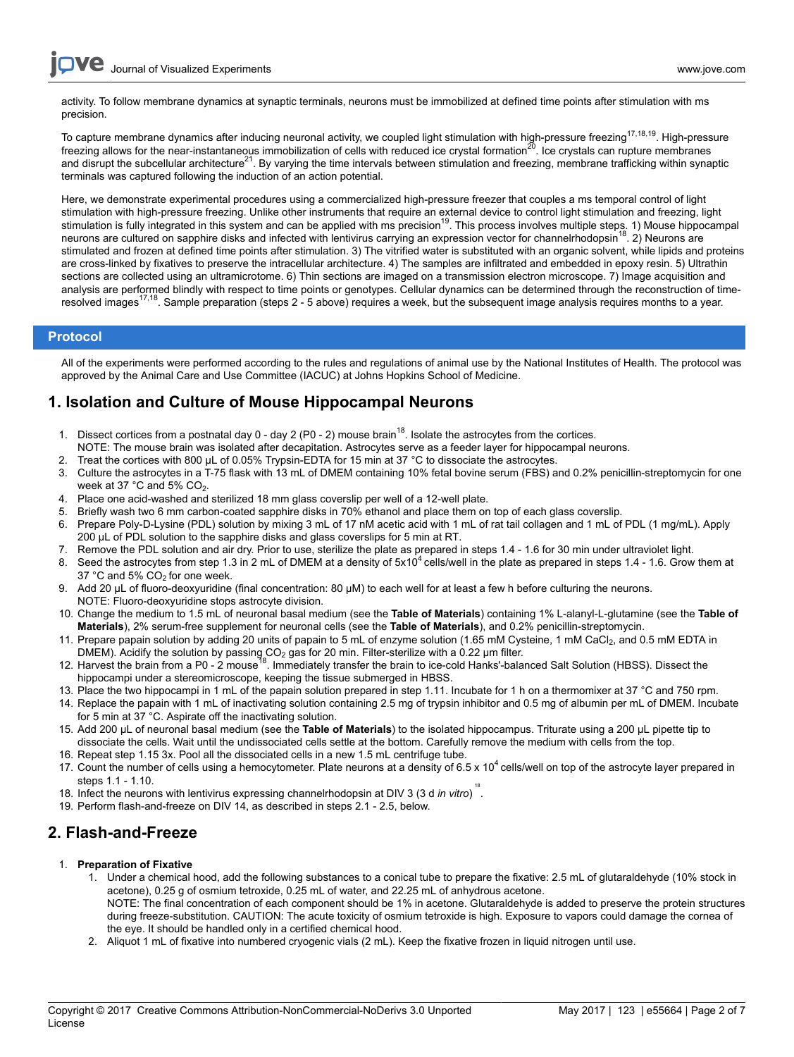activity. To follow membrane dynamics at synaptic terminals, neurons must be immobilized at defined time points after stimulation with ms precision.

To capture membrane dynamics after inducing neuronal activity, we coupled light stimulation with high-pressure freezing[17,18,19]. High-pressure freezing allows for the near-instantaneous immobilization of cells with reduced ice crystal formation[20]. Ice crystals can rupture membranes and disrupt the subcellular architecture[21]. By varying the time intervals between stimulation and freezing, membrane trafficking within synaptic terminals was captured following the induction of an action potential.

Here, we demonstrate experimental procedures using a commercialized high-pressure freezer that couples a ms temporal control of light stimulation with high-pressure freezing. Unlike other instruments that require an external device to control light stimulation and freezing, light stimulation is fully integrated in this system and can be applied with ms precision[19]. This process involves multiple steps. 1) Mouse hippocampal neurons are cultured on sapphire disks and infected with lentivirus carrying an expression vector for channelrhodopsin[18]. 2) Neurons are stimulated and frozen at defined time points after stimulation. 3) The vitrified water is substituted with an organic solvent, while lipids and proteins are cross-linked by fixatives to preserve the intracellular architecture. 4) The samples are infiltrated and embedded in epoxy resin. 5) Ultrathin sections are collected using an ultramicrotome. 6) Thin sections are imaged on a transmission electron microscope. 7) Image acquisition and analysis are performed blindly with respect to time points or genotypes. Cellular dynamics can be determined through the reconstruction of time-resolved images[17,18]. Sample preparation (steps 2 - 5 above) requires a week, but the subsequent image analysis requires months to a year.

## Protocol

All of the experiments were performed according to the rules and regulations of animal use by the National Institutes of Health. The protocol was approved by the Animal Care and Use Committee (IACUC) at Johns Hopkins School of Medicine.

## 1. Isolation and Culture of Mouse Hippocampal Neurons

1. Dissect cortices from a postnatal day 0 - day 2 (P0 - 2) mouse brain[18]. Isolate the astrocytes from the cortices.
   NOTE: The mouse brain was isolated after decapitation. Astrocytes serve as a feeder layer for hippocampal neurons.
2. Treat the cortices with 800 µL of 0.05% Trypsin-EDTA for 15 min at 37 °C to dissociate the astrocytes.
3. Culture the astrocytes in a T-75 flask with 13 mL of DMEM containing 10% fetal bovine serum (FBS) and 0.2% penicillin-streptomycin for one week at 37 °C and 5% $CO_2$.
4. Place one acid-washed and sterilized 18 mm glass coverslip per well of a 12-well plate.
5. Briefly wash two 6 mm carbon-coated sapphire disks in 70% ethanol and place them on top of each glass coverslip.
6. Prepare Poly-D-Lysine (PDL) solution by mixing 3 mL of 17 nM acetic acid with 1 mL of rat tail collagen and 1 mL of PDL (1 mg/mL). Apply 200 µL of PDL solution to the sapphire disks and glass coverslips for 5 min at RT.
7. Remove the PDL solution and air dry. Prior to use, sterilize the plate as prepared in steps 1.4 - 1.6 for 30 min under ultraviolet light.
8. Seed the astrocytes from step 1.3 in 2 mL of DMEM at a density of $5x10^4$ cells/well in the plate as prepared in steps 1.4 - 1.6. Grow them at 37 °C and 5% $CO_2$ for one week.
9. Add 20 µL of fluoro-deoxyuridine (final concentration: 80 µM) to each well for at least a few h before culturing the neurons.
   NOTE: Fluoro-deoxyuridine stops astrocyte division.
10. Change the medium to 1.5 mL of neuronal basal medium (see the **Table of Materials**) containing 1% L-alanyl-L-glutamine (see the **Table of Materials**), 2% serum-free supplement for neuronal cells (see the **Table of Materials**), and 0.2% penicillin-streptomycin.
11. Prepare papain solution by adding 20 units of papain to 5 mL of enzyme solution (1.65 mM Cysteine, 1 mM $CaCl_2$, and 0.5 mM EDTA in DMEM). Acidify the solution by passing $CO_2$ gas for 20 min. Filter-sterilize with a 0.22 µm filter.
12. Harvest the brain from a P0 - 2 mouse[18]. Immediately transfer the brain to ice-cold Hanks'-balanced Salt Solution (HBSS). Dissect the hippocampi under a stereomicroscope, keeping the tissue submerged in HBSS.
13. Place the two hippocampi in 1 mL of the papain solution prepared in step 1.11. Incubate for 1 h on a thermomixer at 37 °C and 750 rpm.
14. Replace the papain with 1 mL of inactivating solution containing 2.5 mg of trypsin inhibitor and 0.5 mg of albumin per mL of DMEM. Incubate for 5 min at 37 °C. Aspirate off the inactivating solution.
15. Add 200 µL of neuronal basal medium (see the **Table of Materials**) to the isolated hippocampus. Triturate using a 200 µL pipette tip to dissociate the cells. Wait until the undissociated cells settle at the bottom. Carefully remove the medium with cells from the top.
16. Repeat step 1.15 3x. Pool all the dissociated cells in a new 1.5 mL centrifuge tube.
17. Count the number of cells using a hemocytometer. Plate neurons at a density of $6.5 \times 10^4$ cells/well on top of the astrocyte layer prepared in steps 1.1 - 1.10.
18. Infect the neurons with lentivirus expressing channelrhodopsin at DIV 3 (3 d *in vitro*)[18].
19. Perform flash-and-freeze on DIV 14, as described in steps 2.1 - 2.5, below.

## 2. Flash-and-Freeze

1. **Preparation of Fixative**
   1. Under a chemical hood, add the following substances to a conical tube to prepare the fixative: 2.5 mL of glutaraldehyde (10% stock in acetone), 0.25 g of osmium tetroxide, 0.25 mL of water, and 22.25 mL of anhydrous acetone.
      NOTE: The final concentration of each component should be 1% in acetone. Glutaraldehyde is added to preserve the protein structures during freeze-substitution. CAUTION: The acute toxicity of osmium tetroxide is high. Exposure to vapors could damage the cornea of the eye. It should be handled only in a certified chemical hood.
   2. Aliquot 1 mL of fixative into numbered cryogenic vials (2 mL). Keep the fixative frozen in liquid nitrogen until use.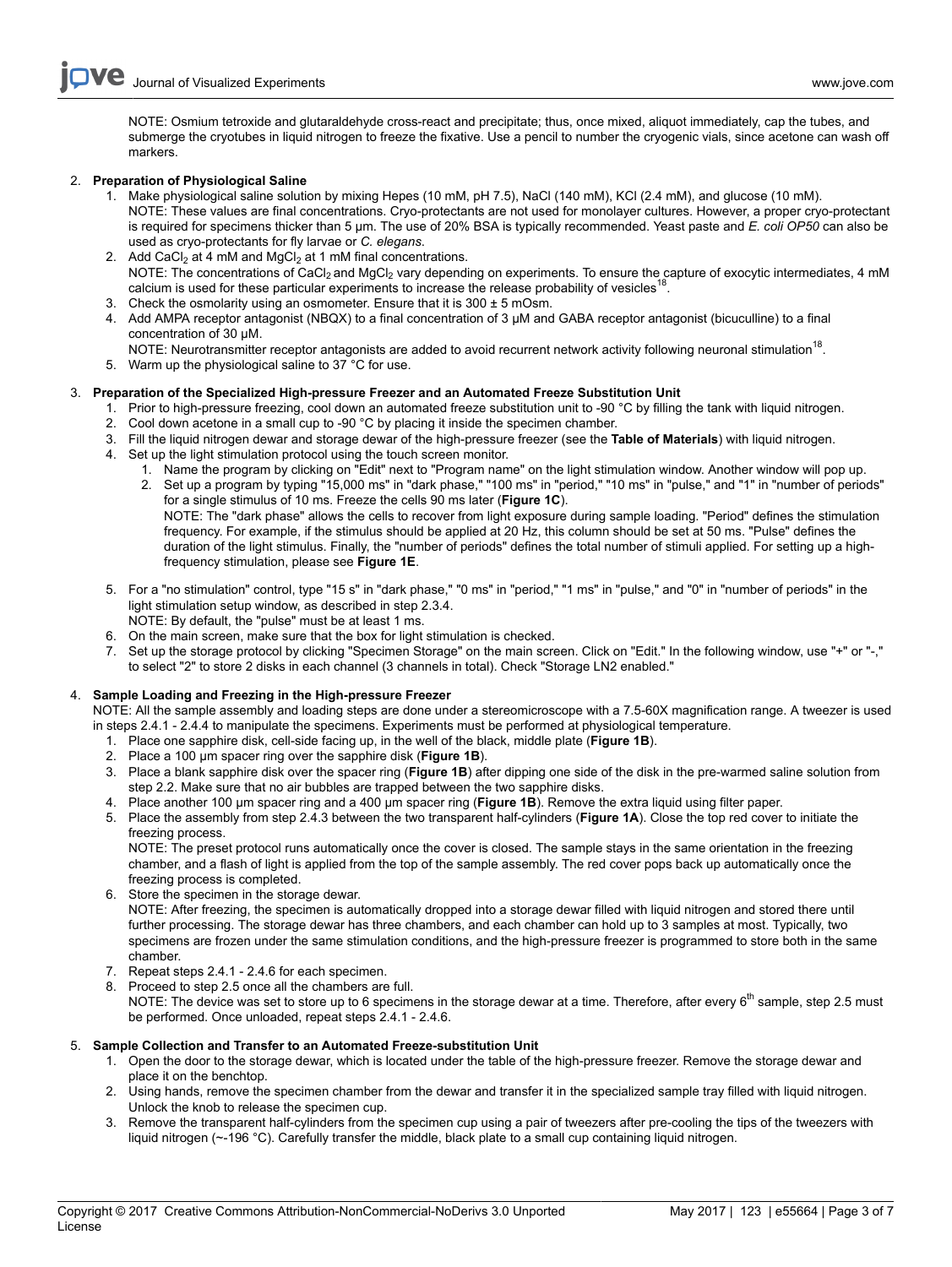NOTE: Osmium tetroxide and glutaraldehyde cross-react and precipitate; thus, once mixed, aliquot immediately, cap the tubes, and submerge the cryotubes in liquid nitrogen to freeze the fixative. Use a pencil to number the cryogenic vials, since acetone can wash off markers.

2. **Preparation of Physiological Saline**
   1. Make physiological saline solution by mixing Hepes (10 mM, pH 7.5), NaCl (140 mM), KCl (2.4 mM), and glucose (10 mM).
      NOTE: These values are final concentrations. Cryo-protectants are not used for monolayer cultures. However, a proper cryo-protectant is required for specimens thicker than 5 µm. The use of 20% BSA is typically recommended. Yeast paste and *E. coli OP50* can also be used as cryo-protectants for fly larvae or *C. elegans*.
   2. Add $CaCl_2$ at 4 mM and $MgCl_2$ at 1 mM final concentrations.
      NOTE: The concentrations of $CaCl_2$ and $MgCl_2$ vary depending on experiments. To ensure the capture of exocytic intermediates, 4 mM calcium is used for these particular experiments to increase the release probability of vesicles[18].
   3. Check the osmolarity using an osmometer. Ensure that it is 300 ± 5 mOsm.
   4. Add AMPA receptor antagonist (NBQX) to a final concentration of 3 µM and GABA receptor antagonist (bicuculline) to a final concentration of 30 µM.
      NOTE: Neurotransmitter receptor antagonists are added to avoid recurrent network activity following neuronal stimulation[18].
   5. Warm up the physiological saline to 37 °C for use.

3. **Preparation of the Specialized High-pressure Freezer and an Automated Freeze Substitution Unit**
   1. Prior to high-pressure freezing, cool down an automated freeze substitution unit to -90 °C by filling the tank with liquid nitrogen.
   2. Cool down acetone in a small cup to -90 °C by placing it inside the specimen chamber.
   3. Fill the liquid nitrogen dewar and storage dewar of the high-pressure freezer (see the **Table of Materials**) with liquid nitrogen.
   4. Set up the light stimulation protocol using the touch screen monitor.
      1. Name the program by clicking on "Edit" next to "Program name" on the light stimulation window. Another window will pop up.
      2. Set up a program by typing "15,000 ms" in "dark phase," "100 ms" in "period," "10 ms" in "pulse," and "1" in "number of periods" for a single stimulus of 10 ms. Freeze the cells 90 ms later (**Figure 1C**).
         NOTE: The "dark phase" allows the cells to recover from light exposure during sample loading. "Period" defines the stimulation frequency. For example, if the stimulus should be applied at 20 Hz, this column should be set at 50 ms. "Pulse" defines the duration of the light stimulus. Finally, the "number of periods" defines the total number of stimuli applied. For setting up a high-frequency stimulation, please see **Figure 1E**.
   5. For a "no stimulation" control, type "15 s" in "dark phase," "0 ms" in "period," "1 ms" in "pulse," and "0" in "number of periods" in the light stimulation setup window, as described in step 2.3.4.
      NOTE: By default, the "pulse" must be at least 1 ms.
   6. On the main screen, make sure that the box for light stimulation is checked.
   7. Set up the storage protocol by clicking "Specimen Storage" on the main screen. Click on "Edit." In the following window, use "+" or "-," to select "2" to store 2 disks in each channel (3 channels in total). Check "Storage LN2 enabled."

4. **Sample Loading and Freezing in the High-pressure Freezer**
   NOTE: All the sample assembly and loading steps are done under a stereomicroscope with a 7.5-60X magnification range. A tweezer is used in steps 2.4.1 - 2.4.4 to manipulate the specimens. Experiments must be performed at physiological temperature.
   1. Place one sapphire disk, cell-side facing up, in the well of the black, middle plate (**Figure 1B**).
   2. Place a 100 µm spacer ring over the sapphire disk (**Figure 1B**).
   3. Place a blank sapphire disk over the spacer ring (**Figure 1B**) after dipping one side of the disk in the pre-warmed saline solution from step 2.2. Make sure that no air bubbles are trapped between the two sapphire disks.
   4. Place another 100 µm spacer ring and a 400 µm spacer ring (**Figure 1B**). Remove the extra liquid using filter paper.
   5. Place the assembly from step 2.4.3 between the two transparent half-cylinders (**Figure 1A**). Close the top red cover to initiate the freezing process.
      NOTE: The preset protocol runs automatically once the cover is closed. The sample stays in the same orientation in the freezing chamber, and a flash of light is applied from the top of the sample assembly. The red cover pops back up automatically once the freezing process is completed.
   6. Store the specimen in the storage dewar.
      NOTE: After freezing, the specimen is automatically dropped into a storage dewar filled with liquid nitrogen and stored there until further processing. The storage dewar has three chambers, and each chamber can hold up to 3 samples at most. Typically, two specimens are frozen under the same stimulation conditions, and the high-pressure freezer is programmed to store both in the same chamber.
   7. Repeat steps 2.4.1 - 2.4.6 for each specimen.
   8. Proceed to step 2.5 once all the chambers are full.
      NOTE: The device was set to store up to 6 specimens in the storage dewar at a time. Therefore, after every 6th sample, step 2.5 must be performed. Once unloaded, repeat steps 2.4.1 - 2.4.6.

5. **Sample Collection and Transfer to an Automated Freeze-substitution Unit**
   1. Open the door to the storage dewar, which is located under the table of the high-pressure freezer. Remove the storage dewar and place it on the benchtop.
   2. Using hands, remove the specimen chamber from the dewar and transfer it in the specialized sample tray filled with liquid nitrogen. Unlock the knob to release the specimen cup.
   3. Remove the transparent half-cylinders from the specimen cup using a pair of tweezers after pre-cooling the tips of the tweezers with liquid nitrogen (~-196 °C). Carefully transfer the middle, black plate to a small cup containing liquid nitrogen.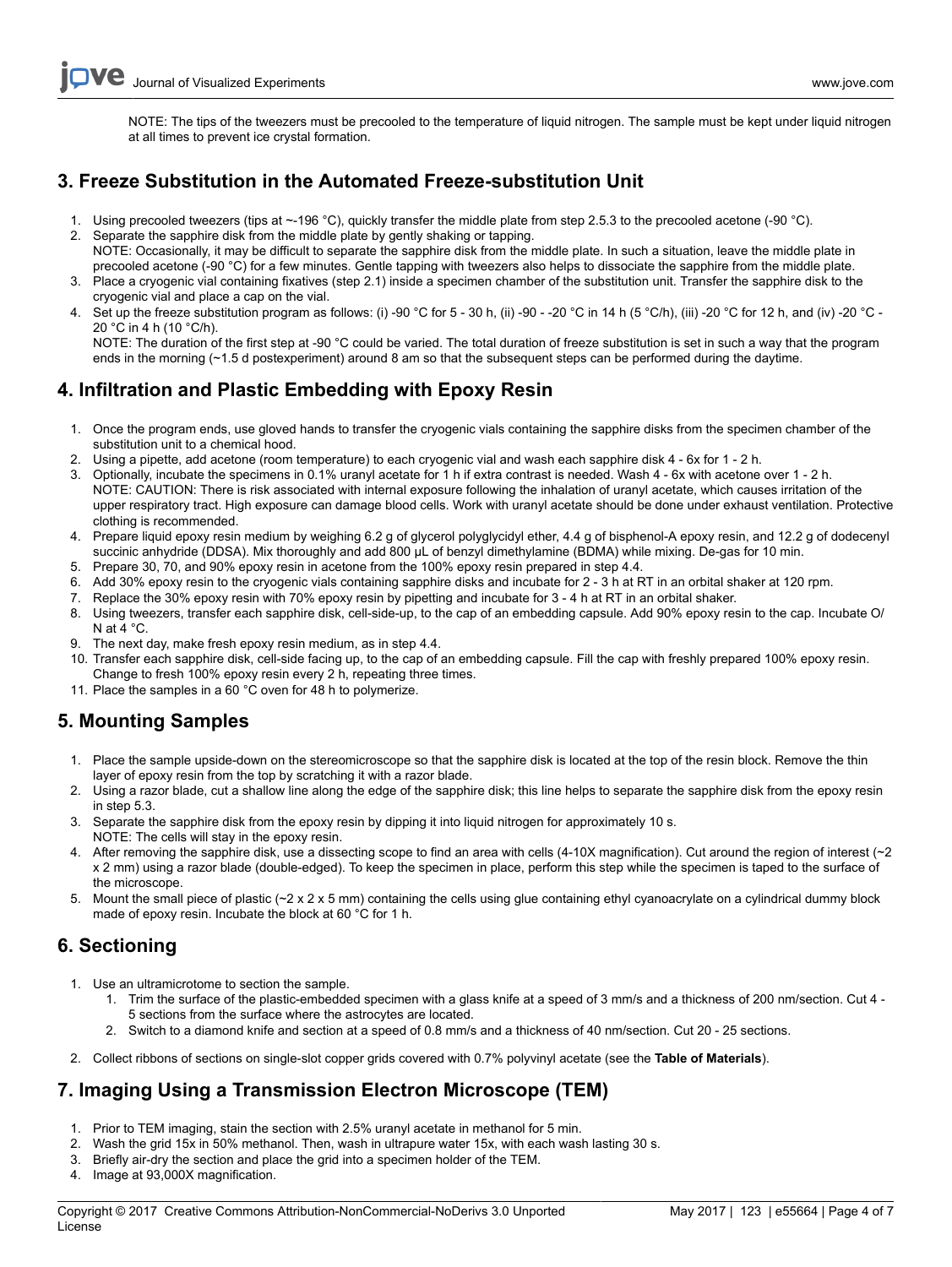NOTE: The tips of the tweezers must be precooled to the temperature of liquid nitrogen. The sample must be kept under liquid nitrogen at all times to prevent ice crystal formation.

## 3. Freeze Substitution in the Automated Freeze-substitution Unit

1. Using precooled tweezers (tips at ~-196 °C), quickly transfer the middle plate from step 2.5.3 to the precooled acetone (-90 °C).
2. Separate the sapphire disk from the middle plate by gently shaking or tapping.
   NOTE: Occasionally, it may be difficult to separate the sapphire disk from the middle plate. In such a situation, leave the middle plate in precooled acetone (-90 °C) for a few minutes. Gentle tapping with tweezers also helps to dissociate the sapphire from the middle plate.
3. Place a cryogenic vial containing fixatives (step 2.1) inside a specimen chamber of the substitution unit. Transfer the sapphire disk to the cryogenic vial and place a cap on the vial.
4. Set up the freeze substitution program as follows: (i) -90 °C for 5 - 30 h, (ii) -90 - -20 °C in 14 h (5 °C/h), (iii) -20 °C for 12 h, and (iv) -20 °C - 20 °C in 4 h (10 °C/h).
   NOTE: The duration of the first step at -90 °C could be varied. The total duration of freeze substitution is set in such a way that the program ends in the morning (~1.5 d postexperiment) around 8 am so that the subsequent steps can be performed during the daytime.

## 4. Infiltration and Plastic Embedding with Epoxy Resin

1. Once the program ends, use gloved hands to transfer the cryogenic vials containing the sapphire disks from the specimen chamber of the substitution unit to a chemical hood.
2. Using a pipette, add acetone (room temperature) to each cryogenic vial and wash each sapphire disk 4 - 6x for 1 - 2 h.
3. Optionally, incubate the specimens in 0.1% uranyl acetate for 1 h if extra contrast is needed. Wash 4 - 6x with acetone over 1 - 2 h.
   NOTE: CAUTION: There is risk associated with internal exposure following the inhalation of uranyl acetate, which causes irritation of the upper respiratory tract. High exposure can damage blood cells. Work with uranyl acetate should be done under exhaust ventilation. Protective clothing is recommended.
4. Prepare liquid epoxy resin medium by weighing 6.2 g of glycerol polyglycidyl ether, 4.4 g of bisphenol-A epoxy resin, and 12.2 g of dodecenyl succinic anhydride (DDSA). Mix thoroughly and add 800 µL of benzyl dimethylamine (BDMA) while mixing. De-gas for 10 min.
5. Prepare 30, 70, and 90% epoxy resin in acetone from the 100% epoxy resin prepared in step 4.4.
6. Add 30% epoxy resin to the cryogenic vials containing sapphire disks and incubate for 2 - 3 h at RT in an orbital shaker at 120 rpm.
7. Replace the 30% epoxy resin with 70% epoxy resin by pipetting and incubate for 3 - 4 h at RT in an orbital shaker.
8. Using tweezers, transfer each sapphire disk, cell-side-up, to the cap of an embedding capsule. Add 90% epoxy resin to the cap. Incubate O/N at 4 °C.
9. The next day, make fresh epoxy resin medium, as in step 4.4.
10. Transfer each sapphire disk, cell-side facing up, to the cap of an embedding capsule. Fill the cap with freshly prepared 100% epoxy resin. Change to fresh 100% epoxy resin every 2 h, repeating three times.
11. Place the samples in a 60 °C oven for 48 h to polymerize.

## 5. Mounting Samples

1. Place the sample upside-down on the stereomicroscope so that the sapphire disk is located at the top of the resin block. Remove the thin layer of epoxy resin from the top by scratching it with a razor blade.
2. Using a razor blade, cut a shallow line along the edge of the sapphire disk; this line helps to separate the sapphire disk from the epoxy resin in step 5.3.
3. Separate the sapphire disk from the epoxy resin by dipping it into liquid nitrogen for approximately 10 s.
   NOTE: The cells will stay in the epoxy resin.
4. After removing the sapphire disk, use a dissecting scope to find an area with cells (4-10X magnification). Cut around the region of interest (~2 x 2 mm) using a razor blade (double-edged). To keep the specimen in place, perform this step while the specimen is taped to the surface of the microscope.
5. Mount the small piece of plastic (~2 x 2 x 5 mm) containing the cells using glue containing ethyl cyanoacrylate on a cylindrical dummy block made of epoxy resin. Incubate the block at 60 °C for 1 h.

## 6. Sectioning

1. Use an ultramicrotome to section the sample.
   1. Trim the surface of the plastic-embedded specimen with a glass knife at a speed of 3 mm/s and a thickness of 200 nm/section. Cut 4 - 5 sections from the surface where the astrocytes are located.
   2. Switch to a diamond knife and section at a speed of 0.8 mm/s and a thickness of 40 nm/section. Cut 20 - 25 sections.
2. Collect ribbons of sections on single-slot copper grids covered with 0.7% polyvinyl acetate (see the **Table of Materials**).

## 7. Imaging Using a Transmission Electron Microscope (TEM)

1. Prior to TEM imaging, stain the section with 2.5% uranyl acetate in methanol for 5 min.
2. Wash the grid 15x in 50% methanol. Then, wash in ultrapure water 15x, with each wash lasting 30 s.
3. Briefly air-dry the section and place the grid into a specimen holder of the TEM.
4. Image at 93,000X magnification.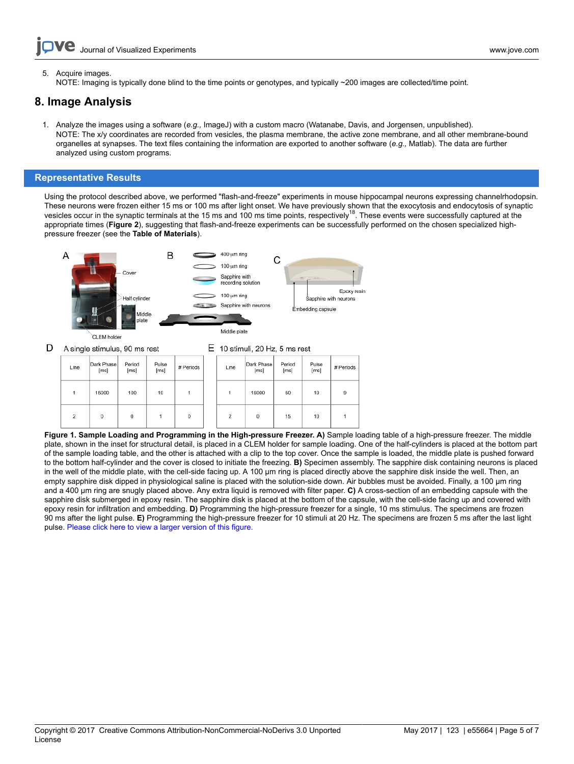5. Acquire images.
   NOTE: Imaging is typically done blind to the time points or genotypes, and typically ~200 images are collected/time point.

## 8. Image Analysis

1. Analyze the images using a software (*e.g.,* ImageJ) with a custom macro (Watanabe, Davis, and Jorgensen, unpublished).
   NOTE: The x/y coordinates are recorded from vesicles, the plasma membrane, the active zone membrane, and all other membrane-bound organelles at synapses. The text files containing the information are exported to another software (*e.g.,* Matlab). The data are further analyzed using custom programs.

## Representative Results

Using the protocol described above, we performed "flash-and-freeze" experiments in mouse hippocampal neurons expressing channelrhodopsin. These neurons were frozen either 15 ms or 100 ms after light onset. We have previously shown that the exocytosis and endocytosis of synaptic vesicles occur in the synaptic terminals at the 15 ms and 100 ms time points, respectively[18]. These events were successfully captured at the appropriate times (**Figure 2**), suggesting that flash-and-freeze experiments can be successfully performed on the chosen specialized high-pressure freezer (see the **Table of Materials**).

D: A single stimulus, 90 ms rest

| Line | Dark Phase [ms] | Period [ms] | Pulse [ms] | # Periods |
|---|---|---|---|---|
| 1 | 15000 | 100 | 10 | 1 |
| 2 | 0 | 0 | 1 | 0 |

E: 10 stimuli, 20 Hz, 5 ms rest

| Line | Dark Phase [ms] | Period [ms] | Pulse [ms] | # Periods |
|---|---|---|---|---|
| 1 | 15000 | 50 | 10 | 9 |
| 2 | 0 | 15 | 10 | 1 |

**Figure 1. Sample Loading and Programming in the High-pressure Freezer. A)** Sample loading table of a high-pressure freezer. The middle plate, shown in the inset for structural detail, is placed in a CLEM holder for sample loading. One of the half-cylinders is placed at the bottom part of the sample loading table, and the other is attached with a clip to the top cover. Once the sample is loaded, the middle plate is pushed forward to the bottom half-cylinder and the cover is closed to initiate the freezing. **B)** Specimen assembly. The sapphire disk containing neurons is placed in the well of the middle plate, with the cell-side facing up. A 100 µm ring is placed directly above the sapphire disk inside the well. Then, an empty sapphire disk dipped in physiological saline is placed with the solution-side down. Air bubbles must be avoided. Finally, a 100 µm ring and a 400 µm ring are snugly placed above. Any extra liquid is removed with filter paper. **C)** A cross-section of an embedding capsule with the sapphire disk submerged in epoxy resin. The sapphire disk is placed at the bottom of the capsule, with the cell-side facing up and covered with epoxy resin for infiltration and embedding. **D)** Programming the high-pressure freezer for a single, 10 ms stimulus. The specimens are frozen 90 ms after the light pulse. **E)** Programming the high-pressure freezer for 10 stimuli at 20 Hz. The specimens are frozen 5 ms after the last light pulse. Please click here to view a larger version of this figure.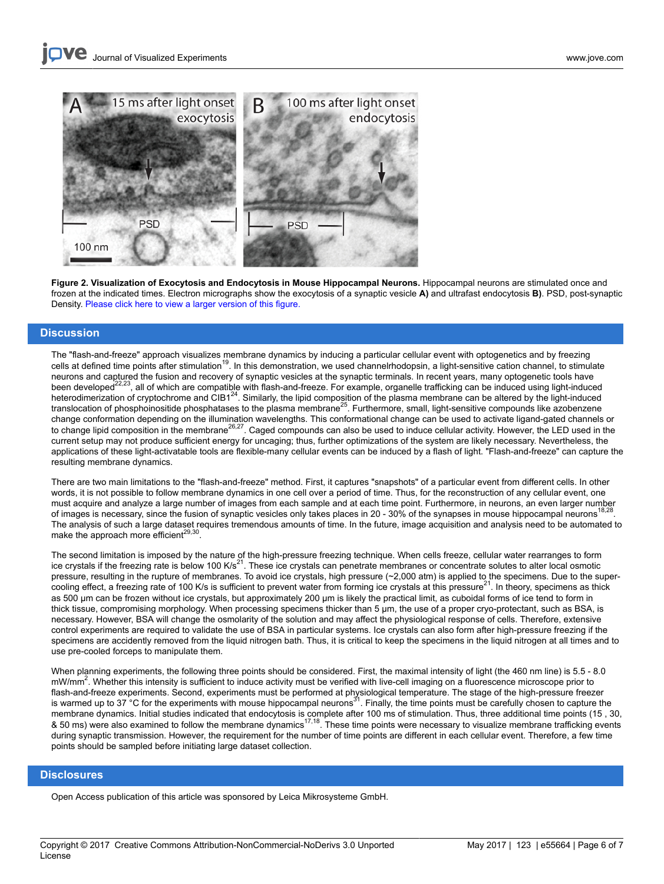**Figure 2. Visualization of Exocytosis and Endocytosis in Mouse Hippocampal Neurons.** Hippocampal neurons are stimulated once and frozen at the indicated times. Electron micrographs show the exocytosis of a synaptic vesicle **A)** and ultrafast endocytosis **B)**. PSD, post-synaptic Density. Please click here to view a larger version of this figure.

## Discussion

The "flash-and-freeze" approach visualizes membrane dynamics by inducing a particular cellular event with optogenetics and by freezing cells at defined time points after stimulation[19]. In this demonstration, we used channelrhodopsin, a light-sensitive cation channel, to stimulate neurons and captured the fusion and recovery of synaptic vesicles at the synaptic terminals. In recent years, many optogenetic tools have been developed[22,23], all of which are compatible with flash-and-freeze. For example, organelle trafficking can be induced using light-induced heterodimerization of cryptochrome and CIB1[24]. Similarly, the lipid composition of the plasma membrane can be altered by the light-induced translocation of phosphoinositide phosphatases to the plasma membrane[25]. Furthermore, small, light-sensitive compounds like azobenzene change conformation depending on the illumination wavelengths. This conformational change can be used to activate ligand-gated channels or to change lipid composition in the membrane[26,27]. Caged compounds can also be used to induce cellular activity. However, the LED used in the current setup may not produce sufficient energy for uncaging; thus, further optimizations of the system are likely necessary. Nevertheless, the applications of these light-activatable tools are flexible-many cellular events can be induced by a flash of light. "Flash-and-freeze" can capture the resulting membrane dynamics.

There are two main limitations to the "flash-and-freeze" method. First, it captures "snapshots" of a particular event from different cells. In other words, it is not possible to follow membrane dynamics in one cell over a period of time. Thus, for the reconstruction of any cellular event, one must acquire and analyze a large number of images from each sample and at each time point. Furthermore, in neurons, an even larger number of images is necessary, since the fusion of synaptic vesicles only takes places in 20 - 30% of the synapses in mouse hippocampal neurons[18,28]. The analysis of such a large dataset requires tremendous amounts of time. In the future, image acquisition and analysis need to be automated to make the approach more efficient[29,30].

The second limitation is imposed by the nature of the high-pressure freezing technique. When cells freeze, cellular water rearranges to form ice crystals if the freezing rate is below 100 K/s[21]. These ice crystals can penetrate membranes or concentrate solutes to alter local osmotic pressure, resulting in the rupture of membranes. To avoid ice crystals, high pressure (~2,000 atm) is applied to the specimens. Due to the super-cooling effect, a freezing rate of 100 K/s is sufficient to prevent water from forming ice crystals at this pressure[21]. In theory, specimens as thick as 500 µm can be frozen without ice crystals, but approximately 200 µm is likely the practical limit, as cuboidal forms of ice tend to form in thick tissue, compromising morphology. When processing specimens thicker than 5 µm, the use of a proper cryo-protectant, such as BSA, is necessary. However, BSA will change the osmolarity of the solution and may affect the physiological response of cells. Therefore, extensive control experiments are required to validate the use of BSA in particular systems. Ice crystals can also form after high-pressure freezing if the specimens are accidently removed from the liquid nitrogen bath. Thus, it is critical to keep the specimens in the liquid nitrogen at all times and to use pre-cooled forceps to manipulate them.

When planning experiments, the following three points should be considered. First, the maximal intensity of light (the 460 nm line) is 5.5 - 8.0 mW/mm$^2$. Whether this intensity is sufficient to induce activity must be verified with live-cell imaging on a fluorescence microscope prior to flash-and-freeze experiments. Second, experiments must be performed at physiological temperature. The stage of the high-pressure freezer is warmed up to 37 °C for the experiments with mouse hippocampal neurons[31]. Finally, the time points must be carefully chosen to capture the membrane dynamics. Initial studies indicated that endocytosis is complete after 100 ms of stimulation. Thus, three additional time points (15 , 30, & 50 ms) were also examined to follow the membrane dynamics[17,18]. These time points were necessary to visualize membrane trafficking events during synaptic transmission. However, the requirement for the number of time points are different in each cellular event. Therefore, a few time points should be sampled before initiating large dataset collection.

## Disclosures

Open Access publication of this article was sponsored by Leica Mikrosysteme GmbH.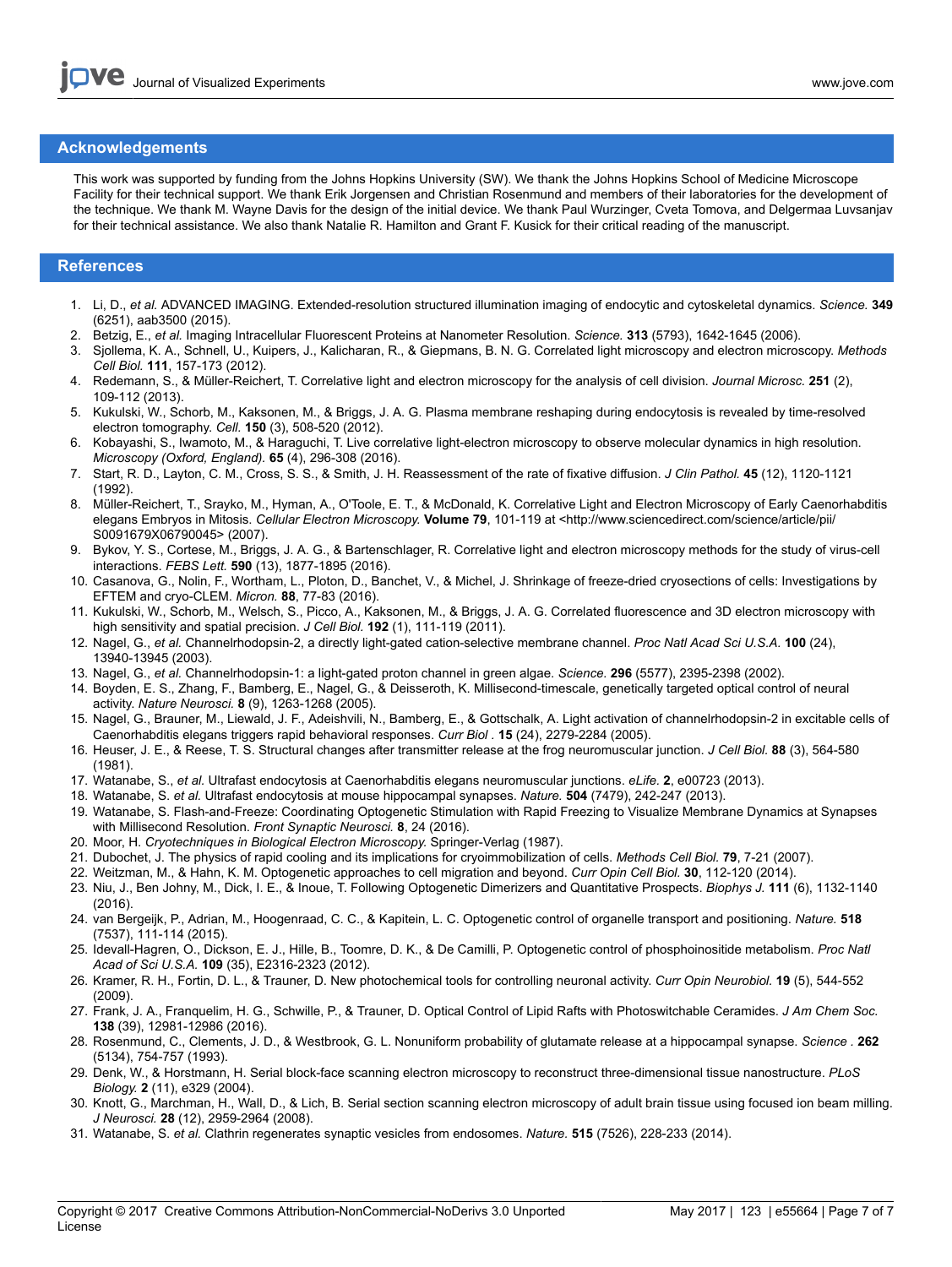## Acknowledgements

This work was supported by funding from the Johns Hopkins University (SW). We thank the Johns Hopkins School of Medicine Microscope Facility for their technical support. We thank Erik Jorgensen and Christian Rosenmund and members of their laboratories for the development of the technique. We thank M. Wayne Davis for the design of the initial device. We thank Paul Wurzinger, Cveta Tomova, and Delgermaa Luvsanjav for their technical assistance. We also thank Natalie R. Hamilton and Grant F. Kusick for their critical reading of the manuscript.

## References

1. Li, D., *et al.* ADVANCED IMAGING. Extended-resolution structured illumination imaging of endocytic and cytoskeletal dynamics. *Science.* **349** (6251), aab3500 (2015).
2. Betzig, E., *et al.* Imaging Intracellular Fluorescent Proteins at Nanometer Resolution. *Science.* **313** (5793), 1642-1645 (2006).
3. Sjollema, K. A., Schnell, U., Kuipers, J., Kalicharan, R., & Giepmans, B. N. G. Correlated light microscopy and electron microscopy. *Methods Cell Biol.* **111**, 157-173 (2012).
4. Redemann, S., & Müller-Reichert, T. Correlative light and electron microscopy for the analysis of cell division. *Journal Microsc.* **251** (2), 109-112 (2013).
5. Kukulski, W., Schorb, M., Kaksonen, M., & Briggs, J. A. G. Plasma membrane reshaping during endocytosis is revealed by time-resolved electron tomography. *Cell.* **150** (3), 508-520 (2012).
6. Kobayashi, S., Iwamoto, M., & Haraguchi, T. Live correlative light-electron microscopy to observe molecular dynamics in high resolution. *Microscopy (Oxford, England).* **65** (4), 296-308 (2016).
7. Start, R. D., Layton, C. M., Cross, S. S., & Smith, J. H. Reassessment of the rate of fixative diffusion. *J Clin Pathol.* **45** (12), 1120-1121 (1992).
8. Müller-Reichert, T., Srayko, M., Hyman, A., O'Toole, E. T., & McDonald, K. Correlative Light and Electron Microscopy of Early Caenorhabditis elegans Embryos in Mitosis. *Cellular Electron Microscopy.* **Volume 79**, 101-119 at <http://www.sciencedirect.com/science/article/pii/S0091679X06790045> (2007).
9. Bykov, Y. S., Cortese, M., Briggs, J. A. G., & Bartenschlager, R. Correlative light and electron microscopy methods for the study of virus-cell interactions. *FEBS Lett.* **590** (13), 1877-1895 (2016).
10. Casanova, G., Nolin, F., Wortham, L., Ploton, D., Banchet, V., & Michel, J. Shrinkage of freeze-dried cryosections of cells: Investigations by EFTEM and cryo-CLEM. *Micron.* **88**, 77-83 (2016).
11. Kukulski, W., Schorb, M., Welsch, S., Picco, A., Kaksonen, M., & Briggs, J. A. G. Correlated fluorescence and 3D electron microscopy with high sensitivity and spatial precision. *J Cell Biol.* **192** (1), 111-119 (2011).
12. Nagel, G., *et al.* Channelrhodopsin-2, a directly light-gated cation-selective membrane channel. *Proc Natl Acad Sci U.S.A.* **100** (24), 13940-13945 (2003).
13. Nagel, G., *et al.* Channelrhodopsin-1: a light-gated proton channel in green algae. *Science.* **296** (5577), 2395-2398 (2002).
14. Boyden, E. S., Zhang, F., Bamberg, E., Nagel, G., & Deisseroth, K. Millisecond-timescale, genetically targeted optical control of neural activity. *Nature Neurosci.* **8** (9), 1263-1268 (2005).
15. Nagel, G., Brauner, M., Liewald, J. F., Adeishvili, N., Bamberg, E., & Gottschalk, A. Light activation of channelrhodopsin-2 in excitable cells of Caenorhabditis elegans triggers rapid behavioral responses. *Curr Biol .* **15** (24), 2279-2284 (2005).
16. Heuser, J. E., & Reese, T. S. Structural changes after transmitter release at the frog neuromuscular junction. *J Cell Biol.* **88** (3), 564-580 (1981).
17. Watanabe, S., *et al.* Ultrafast endocytosis at Caenorhabditis elegans neuromuscular junctions. *eLife.* **2**, e00723 (2013).
18. Watanabe, S. *et al.* Ultrafast endocytosis at mouse hippocampal synapses. *Nature.* **504** (7479), 242-247 (2013).
19. Watanabe, S. Flash-and-Freeze: Coordinating Optogenetic Stimulation with Rapid Freezing to Visualize Membrane Dynamics at Synapses with Millisecond Resolution. *Front Synaptic Neurosci.* **8**, 24 (2016).
20. Moor, H. *Cryotechniques in Biological Electron Microscopy.* Springer-Verlag (1987).
21. Dubochet, J. The physics of rapid cooling and its implications for cryoimmobilization of cells. *Methods Cell Biol.* **79**, 7-21 (2007).
22. Weitzman, M., & Hahn, K. M. Optogenetic approaches to cell migration and beyond. *Curr Opin Cell Biol.* **30**, 112-120 (2014).
23. Niu, J., Ben Johny, M., Dick, I. E., & Inoue, T. Following Optogenetic Dimerizers and Quantitative Prospects. *Biophys J.* **111** (6), 1132-1140 (2016).
24. van Bergeijk, P., Adrian, M., Hoogenraad, C. C., & Kapitein, L. C. Optogenetic control of organelle transport and positioning. *Nature.* **518** (7537), 111-114 (2015).
25. Idevall-Hagren, O., Dickson, E. J., Hille, B., Toomre, D. K., & De Camilli, P. Optogenetic control of phosphoinositide metabolism. *Proc Natl Acad of Sci U.S.A.* **109** (35), E2316-2323 (2012).
26. Kramer, R. H., Fortin, D. L., & Trauner, D. New photochemical tools for controlling neuronal activity. *Curr Opin Neurobiol.* **19** (5), 544-552 (2009).
27. Frank, J. A., Franquelim, H. G., Schwille, P., & Trauner, D. Optical Control of Lipid Rafts with Photoswitchable Ceramides. *J Am Chem Soc.* **138** (39), 12981-12986 (2016).
28. Rosenmund, C., Clements, J. D., & Westbrook, G. L. Nonuniform probability of glutamate release at a hippocampal synapse. *Science .* **262** (5134), 754-757 (1993).
29. Denk, W., & Horstmann, H. Serial block-face scanning electron microscopy to reconstruct three-dimensional tissue nanostructure. *PLoS Biology.* **2** (11), e329 (2004).
30. Knott, G., Marchman, H., Wall, D., & Lich, B. Serial section scanning electron microscopy of adult brain tissue using focused ion beam milling. *J Neurosci.* **28** (12), 2959-2964 (2008).
31. Watanabe, S. *et al.* Clathrin regenerates synaptic vesicles from endosomes. *Nature.* **515** (7526), 228-233 (2014).